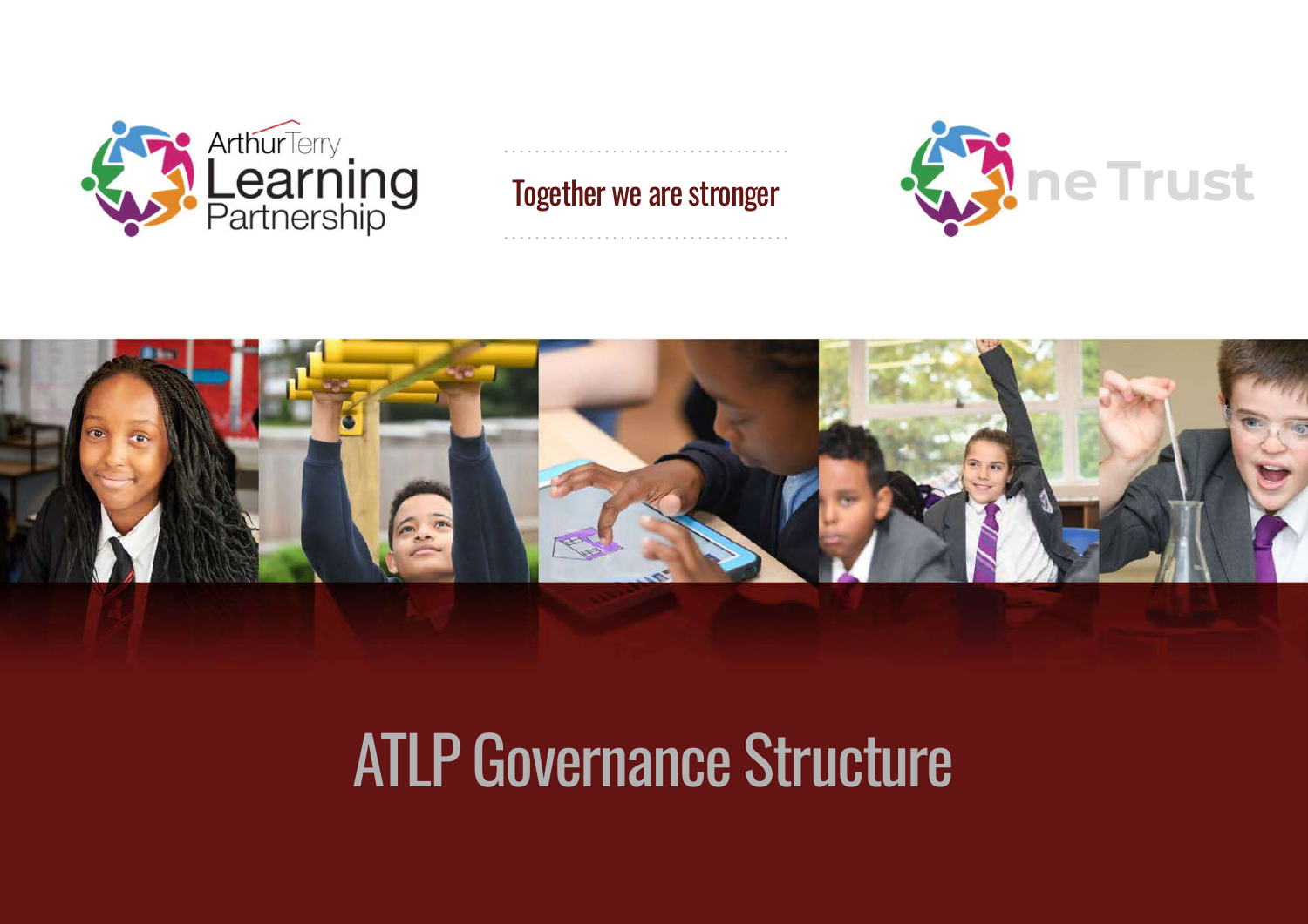Arthur Terry Learning Partnership

Together we are stronger

ne Trust

# ATLP Governance Structure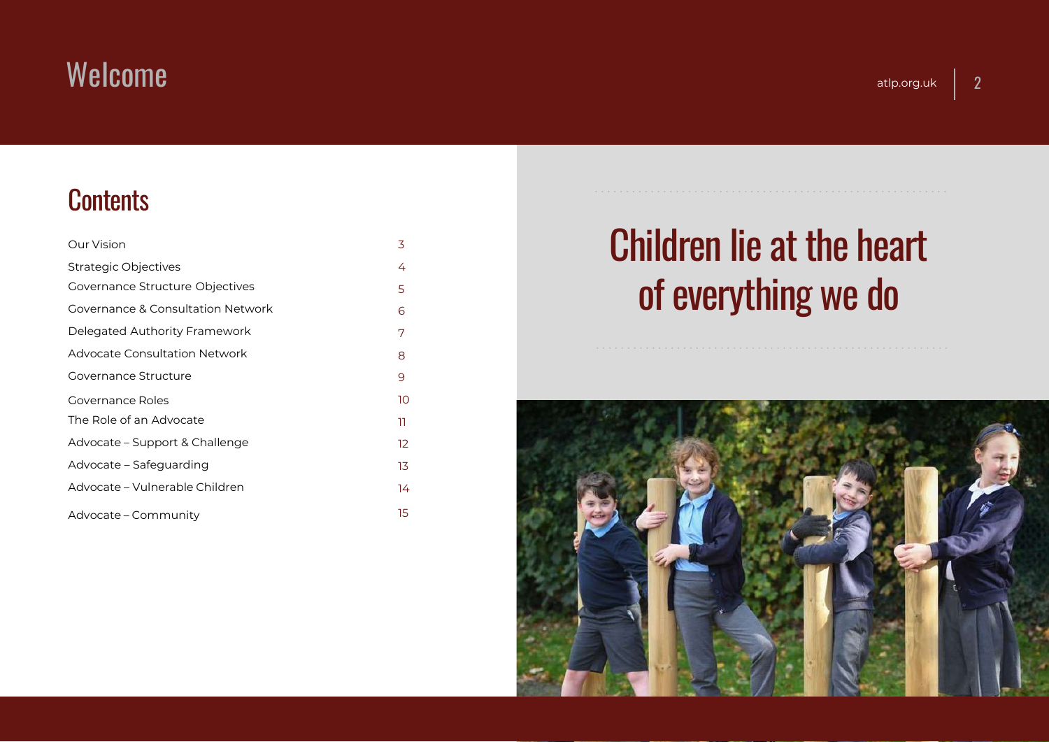# Welcome

## Contents

| | |
|---|---|
| Our Vision | 3 |
| Strategic Objectives | 4 |
| Governance Structure Objectives | 5 |
| Governance & Consultation Network | 6 |
| Delegated Authority Framework | 7 |
| Advocate Consultation Network | 8 |
| Governance Structure | 9 |
| Governance Roles | 10 |
| The Role of an Advocate | 11 |
| Advocate – Support & Challenge | 12 |
| Advocate – Safeguarding | 13 |
| Advocate – Vulnerable Children | 14 |
| Advocate – Community | 15 |

## Children lie at the heart of everything we do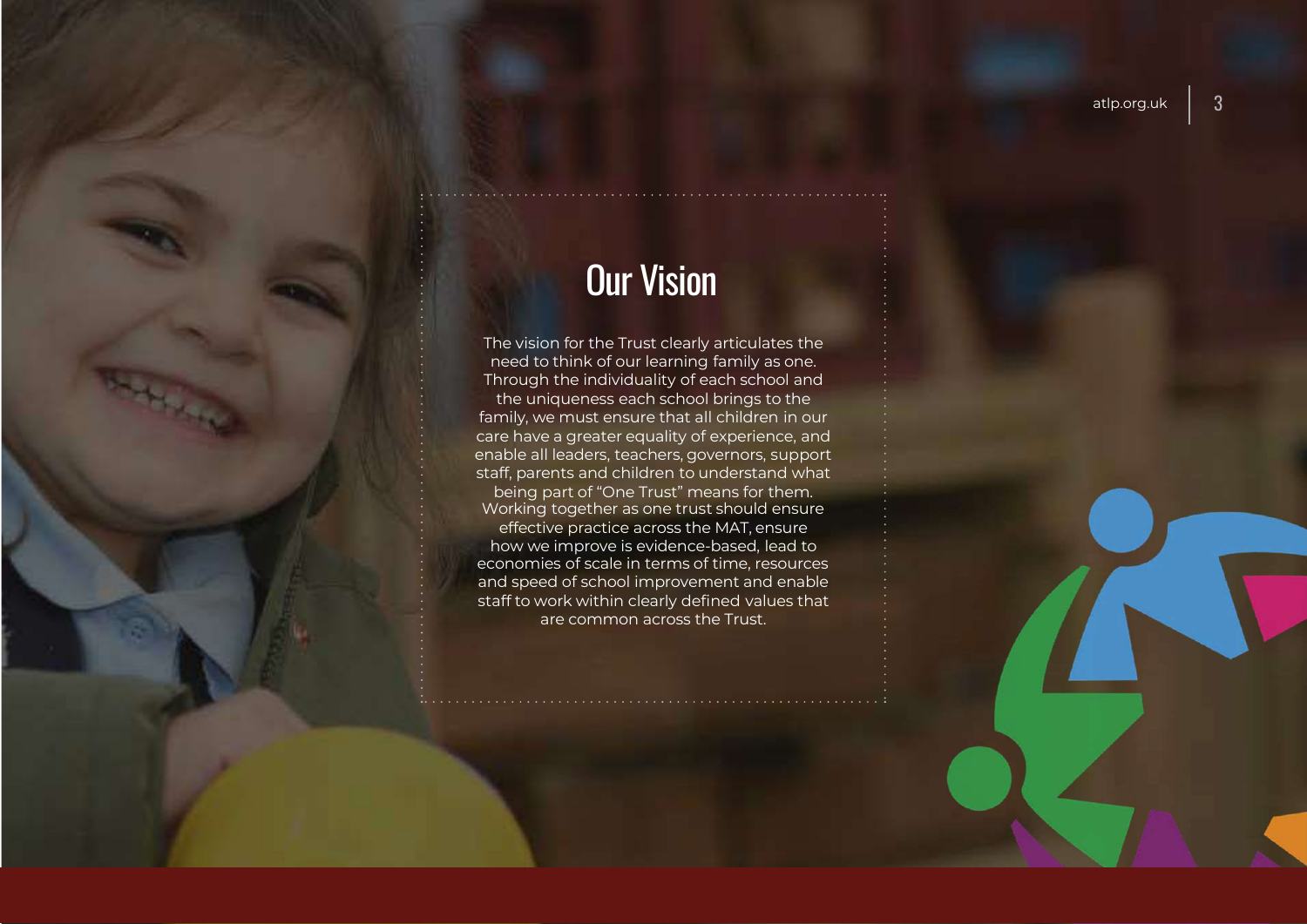# Our Vision

The vision for the Trust clearly articulates the need to think of our learning family as one. Through the individuality of each school and the uniqueness each school brings to the family, we must ensure that all children in our care have a greater equality of experience, and enable all leaders, teachers, governors, support staff, parents and children to understand what being part of "One Trust" means for them. Working together as one trust should ensure effective practice across the MAT, ensure how we improve is evidence-based, lead to economies of scale in terms of time, resources and speed of school improvement and enable staff to work within clearly defined values that are common across the Trust.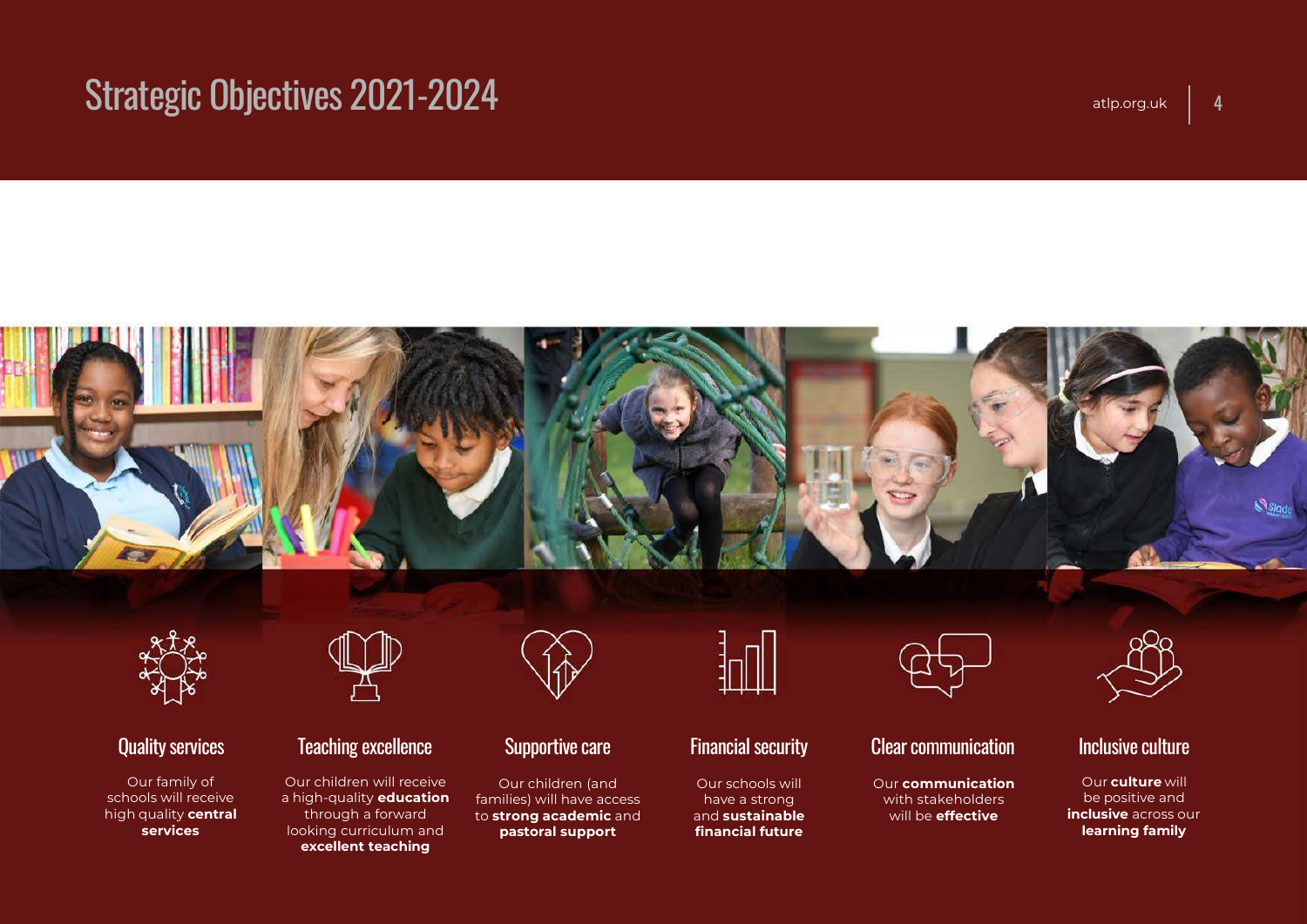# Strategic Objectives 2021-2024

## Quality services

Our family of schools will receive high quality **central services**

## Teaching excellence

Our children will receive a high-quality **education** through a forward looking curriculum and **excellent teaching**

## Supportive care

Our children (and families) will have access to **strong academic** and **pastoral support**

## Financial security

Our schools will have a strong and **sustainable financial future**

## Clear communication

Our **communication** with stakeholders will be **effective**

## Inclusive culture

Our **culture** will be positive and **inclusive** across our **learning family**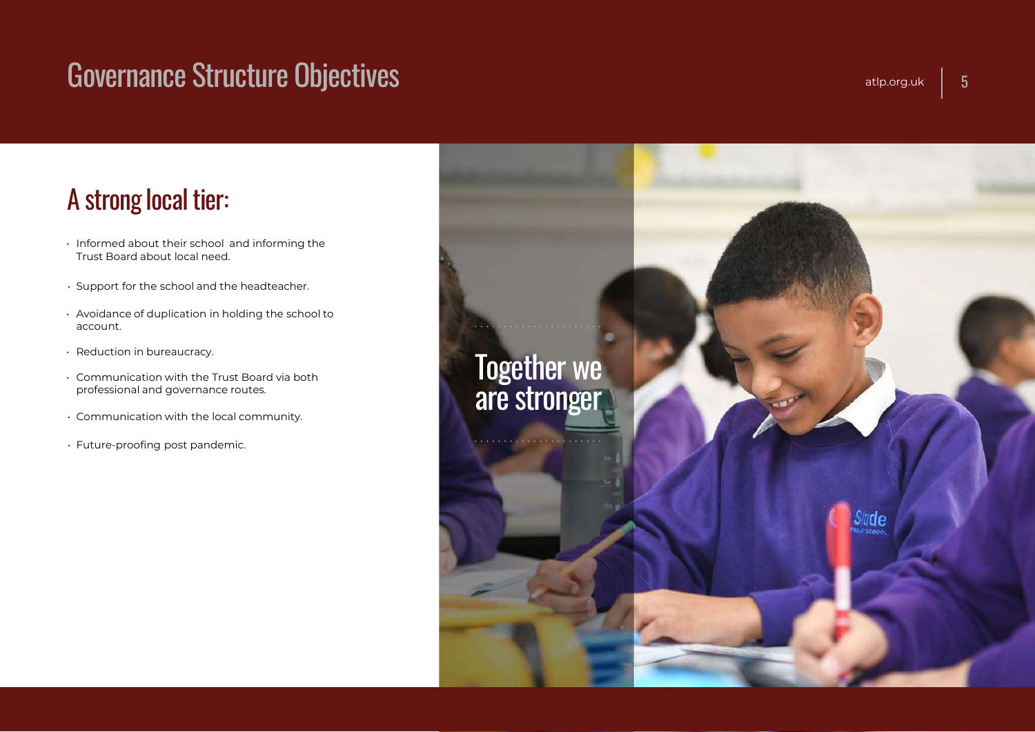# Governance Structure Objectives

## A strong local tier:

- Informed about their school and informing the Trust Board about local need.
- Support for the school and the headteacher.
- Avoidance of duplication in holding the school to account.
- Reduction in bureaucracy.
- Communication with the Trust Board via both professional and governance routes.
- Communication with the local community.
- Future-proofing post pandemic.

Together we are stronger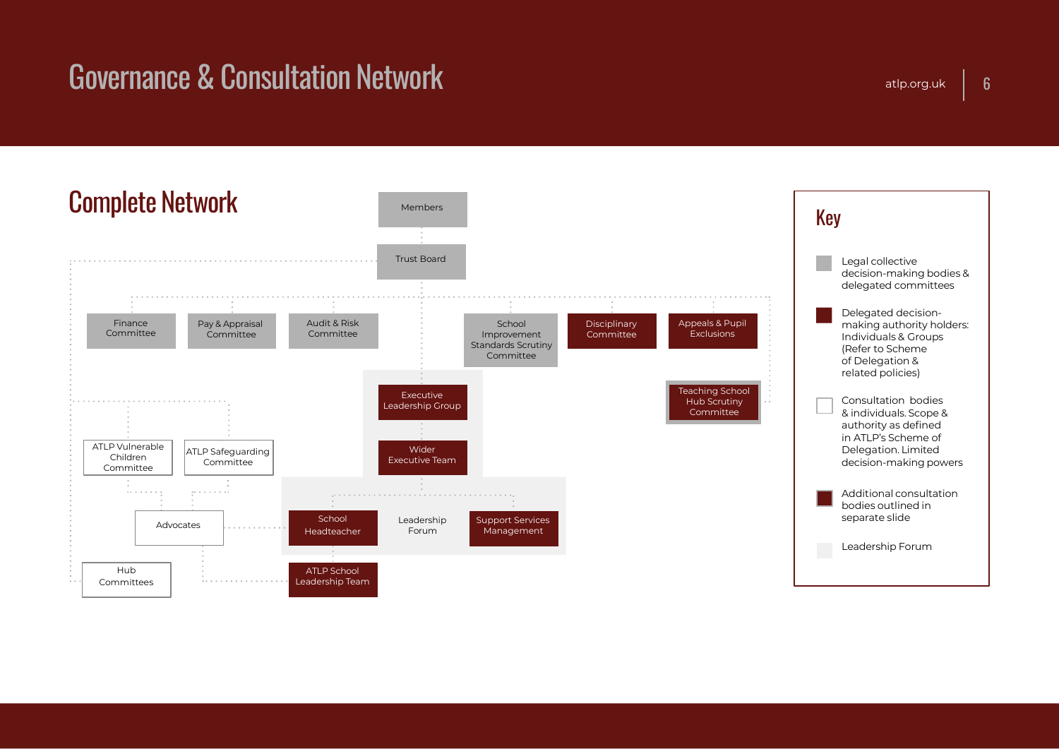# Governance & Consultation Network

## Complete Network

Members

Trust Board

Finance Committee

Pay & Appraisal Committee

Audit & Risk Committee

School Improvement Standards Scrutiny Committee

Disciplinary Committee

Appeals & Pupil Exclusions

Executive Leadership Group

Teaching School Hub Scrutiny Committee

ATLP Vulnerable Children Committee

ATLP Safeguarding Committee

Wider Executive Team

Advocates

School Headteacher

Leadership Forum

Support Services Management

Hub Committees

ATLP School Leadership Team

### Key

- Legal collective decision-making bodies & delegated committees
- Delegated decision-making authority holders: Individuals & Groups (Refer to Scheme of Delegation & related policies)
- Consultation bodies & individuals. Scope & authority as defined in ATLP's Scheme of Delegation. Limited decision-making powers
- Additional consultation bodies outlined in separate slide
- Leadership Forum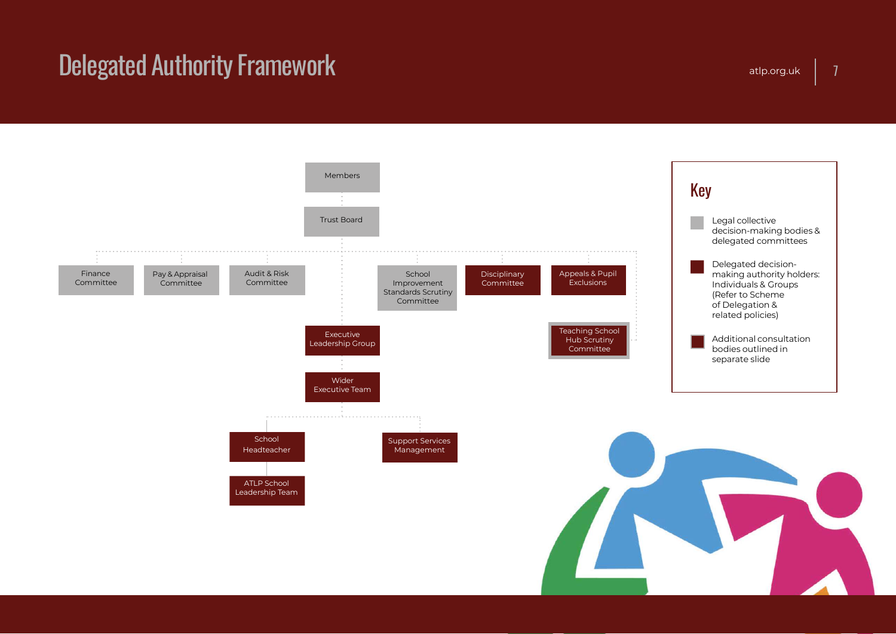# Delegated Authority Framework

- Members
  - Trust Board
    - Finance Committee
    - Pay & Appraisal Committee
    - Audit & Risk Committee
    - School Improvement Standards Scrutiny Committee
    - Disciplinary Committee
    - Appeals & Pupil Exclusions
    - Teaching School Hub Scrutiny Committee
    - Executive Leadership Group
      - Wider Executive Team
        - School Headteacher
          - ATLP School Leadership Team
        - Support Services Management

## Key

- Legal collective decision-making bodies & delegated committees
- Delegated decision-making authority holders: Individuals & Groups (Refer to Scheme of Delegation & related policies)
- Additional consultation bodies outlined in separate slide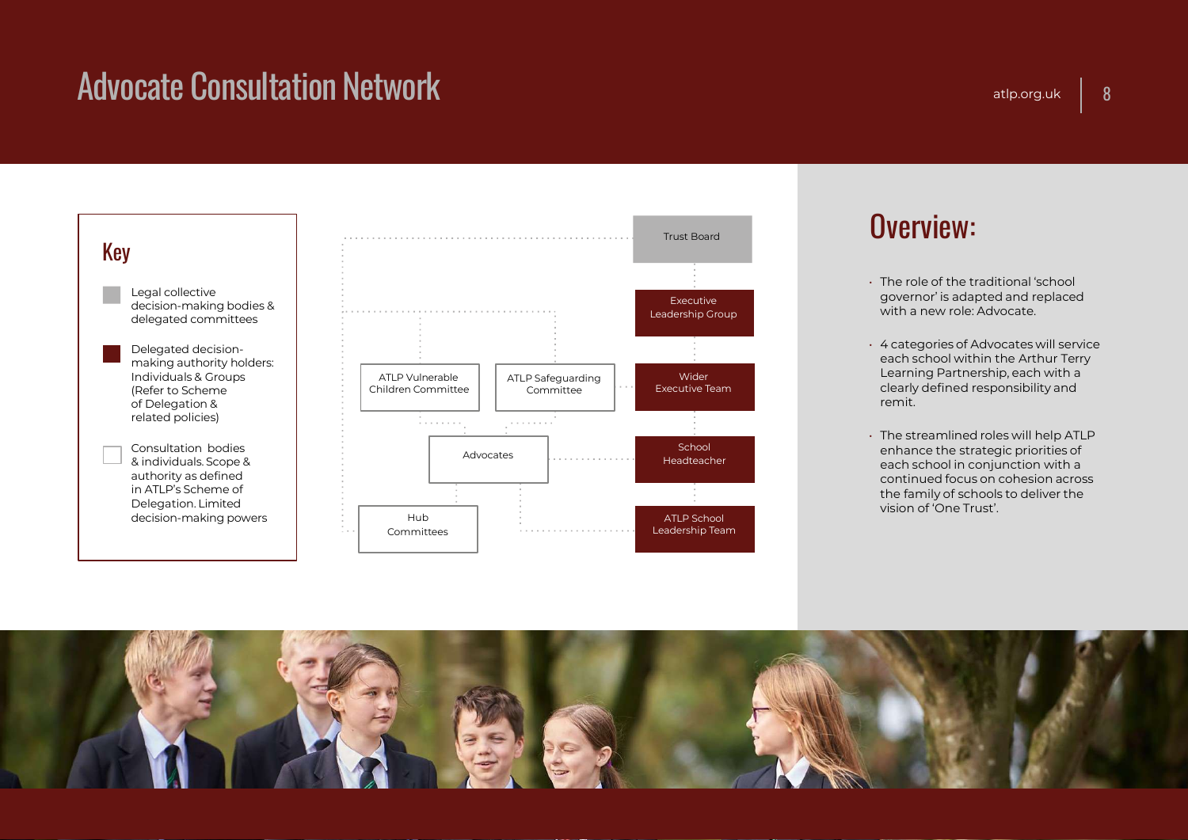# Advocate Consultation Network

## Key

- Legal collective decision-making bodies & delegated committees
- Delegated decision-making authority holders: Individuals & Groups (Refer to Scheme of Delegation & related policies)
- Consultation bodies & individuals. Scope & authority as defined in ATLP's Scheme of Delegation. Limited decision-making powers

Trust Board

Executive Leadership Group

Wider Executive Team

School Headteacher

ATLP School Leadership Team

ATLP Vulnerable Children Committee

ATLP Safeguarding Committee

Advocates

Hub Committees

## Overview:

- The role of the traditional 'school governor' is adapted and replaced with a new role: Advocate.
- 4 categories of Advocates will service each school within the Arthur Terry Learning Partnership, each with a clearly defined responsibility and remit.
- The streamlined roles will help ATLP enhance the strategic priorities of each school in conjunction with a continued focus on cohesion across the family of schools to deliver the vision of 'One Trust'.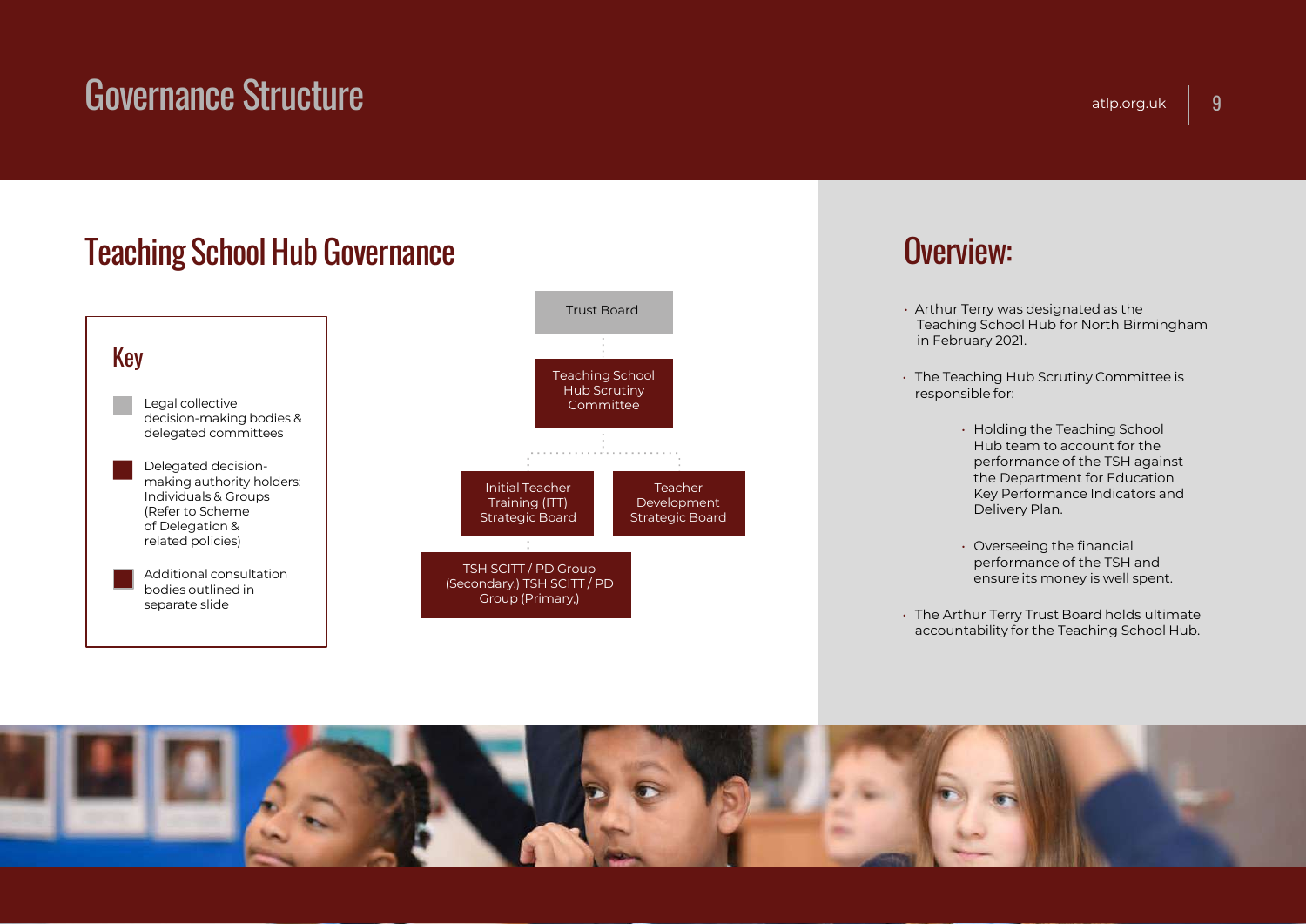# Governance Structure

## Teaching School Hub Governance

### Key

- Legal collective decision-making bodies & delegated committees
- Delegated decision-making authority holders: Individuals & Groups (Refer to Scheme of Delegation & related policies)
- Additional consultation bodies outlined in separate slide

Trust Board

Teaching School Hub Scrutiny Committee

Initial Teacher Training (ITT) Strategic Board

Teacher Development Strategic Board

TSH SCITT / PD Group (Secondary.) TSH SCITT / PD Group (Primary,)

## Overview:

- Arthur Terry was designated as the Teaching School Hub for North Birmingham in February 2021.
- The Teaching Hub Scrutiny Committee is responsible for:
  - Holding the Teaching School Hub team to account for the performance of the TSH against the Department for Education Key Performance Indicators and Delivery Plan.
  - Overseeing the financial performance of the TSH and ensure its money is well spent.
- The Arthur Terry Trust Board holds ultimate accountability for the Teaching School Hub.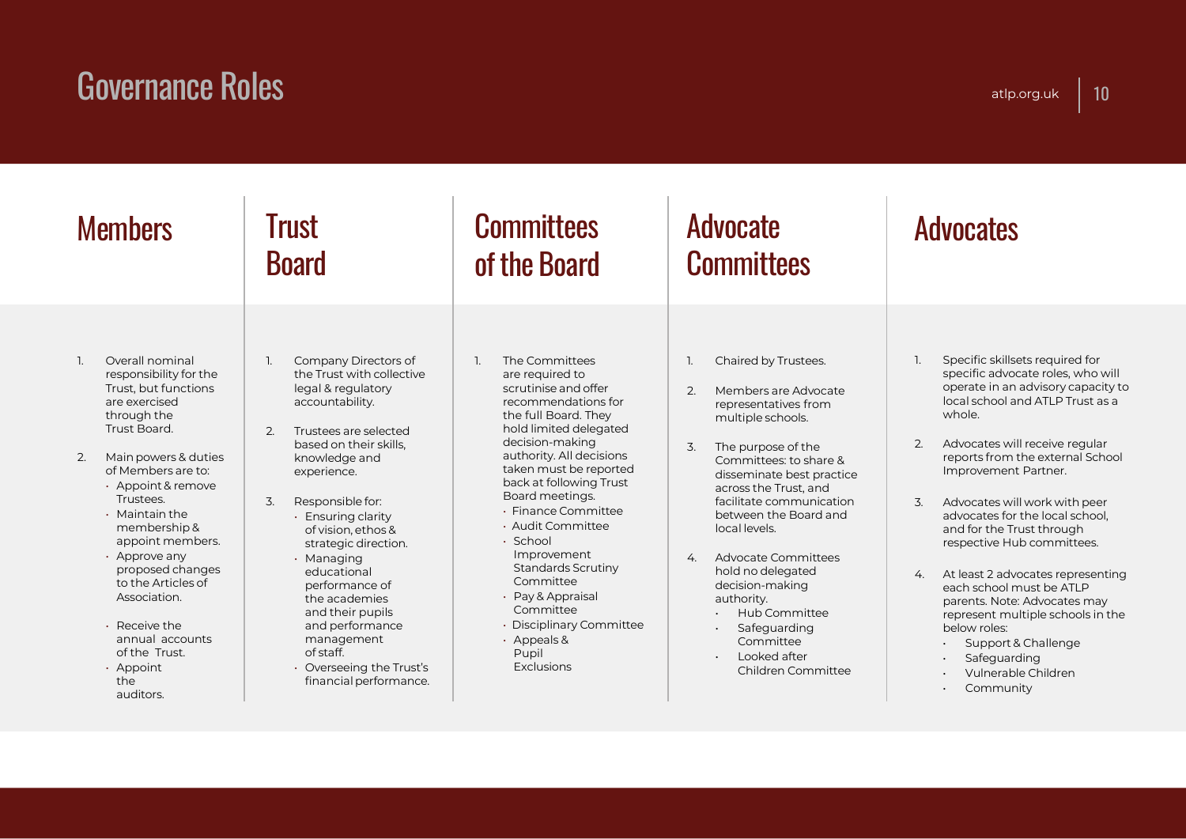# Governance Roles

## Members

1. Overall nominal responsibility for the Trust, but functions are exercised through the Trust Board.
2. Main powers & duties of Members are to:
   - Appoint & remove Trustees.
   - Maintain the membership & appoint members.
   - Approve any proposed changes to the Articles of Association.
   - Receive the annual accounts of the Trust.
   - Appoint the auditors.

## Trust Board

1. Company Directors of the Trust with collective legal & regulatory accountability.
2. Trustees are selected based on their skills, knowledge and experience.
3. Responsible for:
   - Ensuring clarity of vision, ethos & strategic direction.
   - Managing educational performance of the academies and their pupils and performance management of staff.
   - Overseeing the Trust's financial performance.

## Committees of the Board

1. The Committees are required to scrutinise and offer recommendations for the full Board. They hold limited delegated decision-making authority. All decisions taken must be reported back at following Trust Board meetings.
   - Finance Committee
   - Audit Committee
   - School Improvement Standards Scrutiny Committee
   - Pay & Appraisal Committee
   - Disciplinary Committee
   - Appeals & Pupil Exclusions

## Advocate Committees

1. Chaired by Trustees.
2. Members are Advocate representatives from multiple schools.
3. The purpose of the Committees: to share & disseminate best practice across the Trust, and facilitate communication between the Board and local levels.
4. Advocate Committees hold no delegated decision-making authority.
   - Hub Committee
   - Safeguarding Committee
   - Looked after Children Committee

## Advocates

1. Specific skillsets required for specific advocate roles, who will operate in an advisory capacity to local school and ATLP Trust as a whole.
2. Advocates will receive regular reports from the external School Improvement Partner.
3. Advocates will work with peer advocates for the local school, and for the Trust through respective Hub committees.
4. At least 2 advocates representing each school must be ATLP parents. Note: Advocates may represent multiple schools in the below roles:
   - Support & Challenge
   - Safeguarding
   - Vulnerable Children
   - Community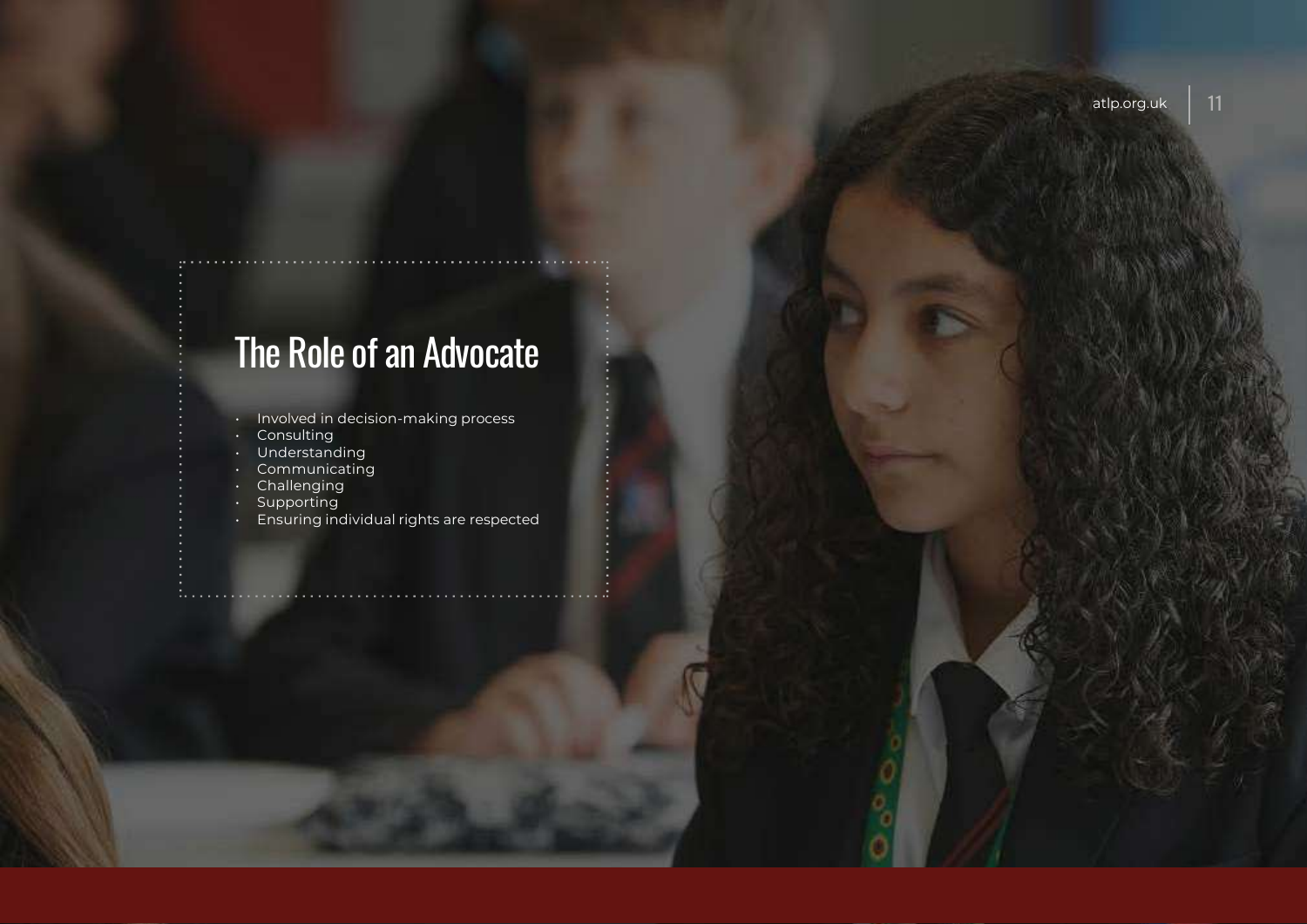# The Role of an Advocate

- Involved in decision-making process
- Consulting
- Understanding
- Communicating
- Challenging
- Supporting
- Ensuring individual rights are respected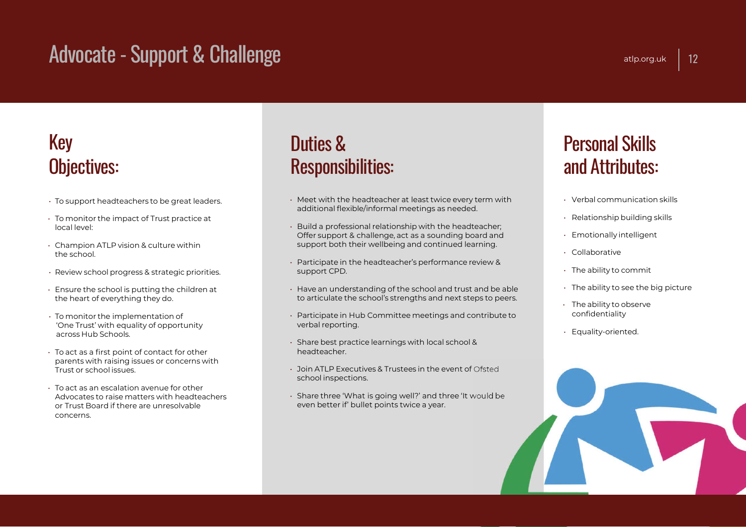# Advocate - Support & Challenge

## Key Objectives:

- To support headteachers to be great leaders.
- To monitor the impact of Trust practice at local level:
- Champion ATLP vision & culture within the school.
- Review school progress & strategic priorities.
- Ensure the school is putting the children at the heart of everything they do.
- To monitor the implementation of 'One Trust' with equality of opportunity across Hub Schools.
- To act as a first point of contact for other parents with raising issues or concerns with Trust or school issues.
- To act as an escalation avenue for other Advocates to raise matters with headteachers or Trust Board if there are unresolvable concerns.

## Duties & Responsibilities:

- Meet with the headteacher at least twice every term with additional flexible/informal meetings as needed.
- Build a professional relationship with the headteacher; Offer support & challenge, act as a sounding board and support both their wellbeing and continued learning.
- Participate in the headteacher's performance review & support CPD.
- Have an understanding of the school and trust and be able to articulate the school's strengths and next steps to peers.
- Participate in Hub Committee meetings and contribute to verbal reporting.
- Share best practice learnings with local school & headteacher.
- Join ATLP Executives & Trustees in the event of Ofsted school inspections.
- Share three 'What is going well?' and three 'It would be even better if' bullet points twice a year.

## Personal Skills and Attributes:

- Verbal communication skills
- Relationship building skills
- Emotionally intelligent
- Collaborative
- The ability to commit
- The ability to see the big picture
- The ability to observe confidentiality
- Equality-oriented.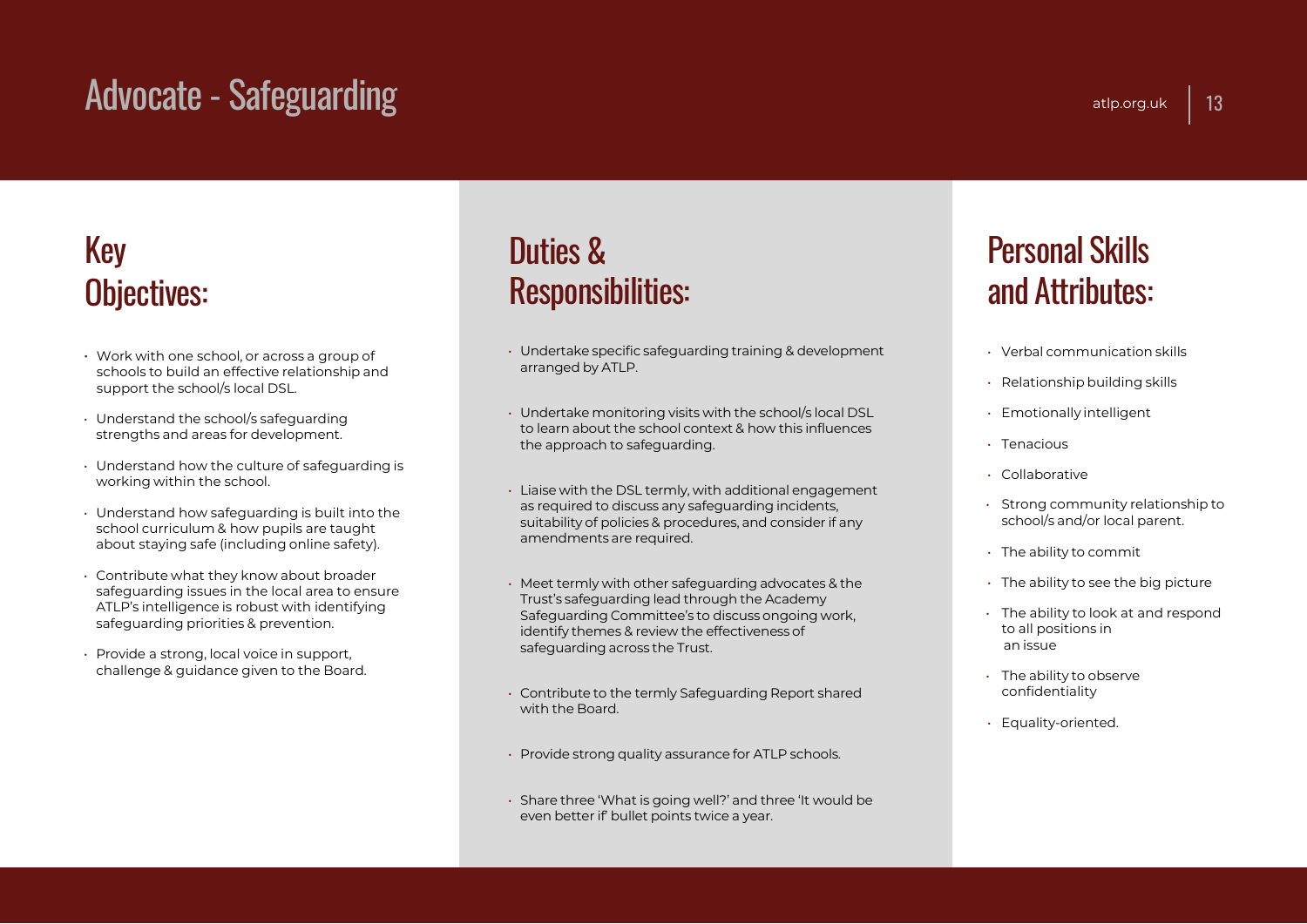# Advocate - Safeguarding

## Key Objectives:

- Work with one school, or across a group of schools to build an effective relationship and support the school/s local DSL.
- Understand the school/s safeguarding strengths and areas for development.
- Understand how the culture of safeguarding is working within the school.
- Understand how safeguarding is built into the school curriculum & how pupils are taught about staying safe (including online safety).
- Contribute what they know about broader safeguarding issues in the local area to ensure ATLP's intelligence is robust with identifying safeguarding priorities & prevention.
- Provide a strong, local voice in support, challenge & guidance given to the Board.

## Duties & Responsibilities:

- Undertake specific safeguarding training & development arranged by ATLP.
- Undertake monitoring visits with the school/s local DSL to learn about the school context & how this influences the approach to safeguarding.
- Liaise with the DSL termly, with additional engagement as required to discuss any safeguarding incidents, suitability of policies & procedures, and consider if any amendments are required.
- Meet termly with other safeguarding advocates & the Trust's safeguarding lead through the Academy Safeguarding Committee's to discuss ongoing work, identify themes & review the effectiveness of safeguarding across the Trust.
- Contribute to the termly Safeguarding Report shared with the Board.
- Provide strong quality assurance for ATLP schools.
- Share three 'What is going well?' and three 'It would be even better if' bullet points twice a year.

## Personal Skills and Attributes:

- Verbal communication skills
- Relationship building skills
- Emotionally intelligent
- Tenacious
- Collaborative
- Strong community relationship to school/s and/or local parent.
- The ability to commit
- The ability to see the big picture
- The ability to look at and respond to all positions in an issue
- The ability to observe confidentiality
- Equality-oriented.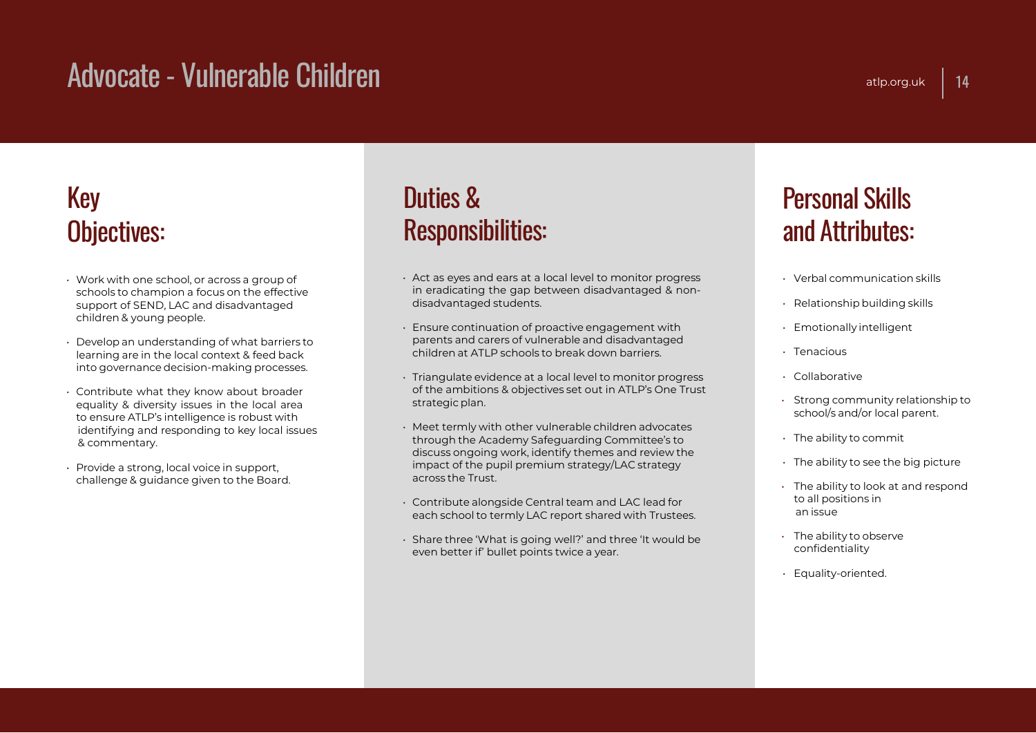# Advocate - Vulnerable Children

## Key Objectives:

- Work with one school, or across a group of schools to champion a focus on the effective support of SEND, LAC and disadvantaged children & young people.
- Develop an understanding of what barriers to learning are in the local context & feed back into governance decision-making processes.
- Contribute what they know about broader equality & diversity issues in the local area to ensure ATLP's intelligence is robust with identifying and responding to key local issues & commentary.
- Provide a strong, local voice in support, challenge & guidance given to the Board.

## Duties & Responsibilities:

- Act as eyes and ears at a local level to monitor progress in eradicating the gap between disadvantaged & non-disadvantaged students.
- Ensure continuation of proactive engagement with parents and carers of vulnerable and disadvantaged children at ATLP schools to break down barriers.
- Triangulate evidence at a local level to monitor progress of the ambitions & objectives set out in ATLP's One Trust strategic plan.
- Meet termly with other vulnerable children advocates through the Academy Safeguarding Committee's to discuss ongoing work, identify themes and review the impact of the pupil premium strategy/LAC strategy across the Trust.
- Contribute alongside Central team and LAC lead for each school to termly LAC report shared with Trustees.
- Share three 'What is going well?' and three 'It would be even better if' bullet points twice a year.

## Personal Skills and Attributes:

- Verbal communication skills
- Relationship building skills
- Emotionally intelligent
- Tenacious
- Collaborative
- Strong community relationship to school/s and/or local parent.
- The ability to commit
- The ability to see the big picture
- The ability to look at and respond to all positions in an issue
- The ability to observe confidentiality
- Equality-oriented.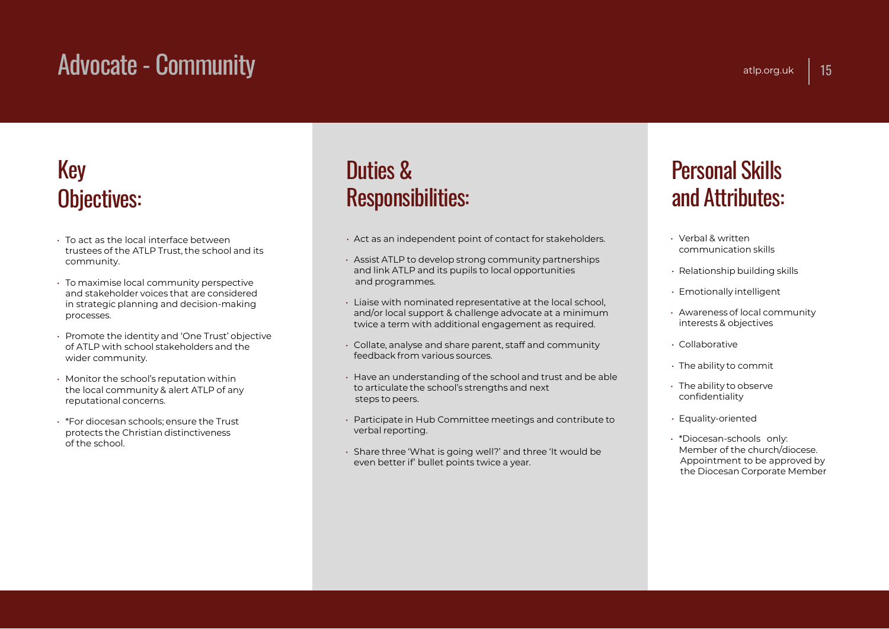# Advocate - Community

## Key Objectives:

- To act as the local interface between trustees of the ATLP Trust, the school and its community.
- To maximise local community perspective and stakeholder voices that are considered in strategic planning and decision-making processes.
- Promote the identity and 'One Trust' objective of ATLP with school stakeholders and the wider community.
- Monitor the school's reputation within the local community & alert ATLP of any reputational concerns.
- *For diocesan schools; ensure the Trust protects the Christian distinctiveness of the school.

## Duties & Responsibilities:

- Act as an independent point of contact for stakeholders.
- Assist ATLP to develop strong community partnerships and link ATLP and its pupils to local opportunities and programmes.
- Liaise with nominated representative at the local school, and/or local support & challenge advocate at a minimum twice a term with additional engagement as required.
- Collate, analyse and share parent, staff and community feedback from various sources.
- Have an understanding of the school and trust and be able to articulate the school's strengths and next steps to peers.
- Participate in Hub Committee meetings and contribute to verbal reporting.
- Share three 'What is going well?' and three 'It would be even better if' bullet points twice a year.

## Personal Skills and Attributes:

- Verbal & written communication skills
- Relationship building skills
- Emotionally intelligent
- Awareness of local community interests & objectives
- Collaborative
- The ability to commit
- The ability to observe confidentiality
- Equality-oriented
- *Diocesan-schools only: Member of the church/diocese. Appointment to be approved by the Diocesan Corporate Member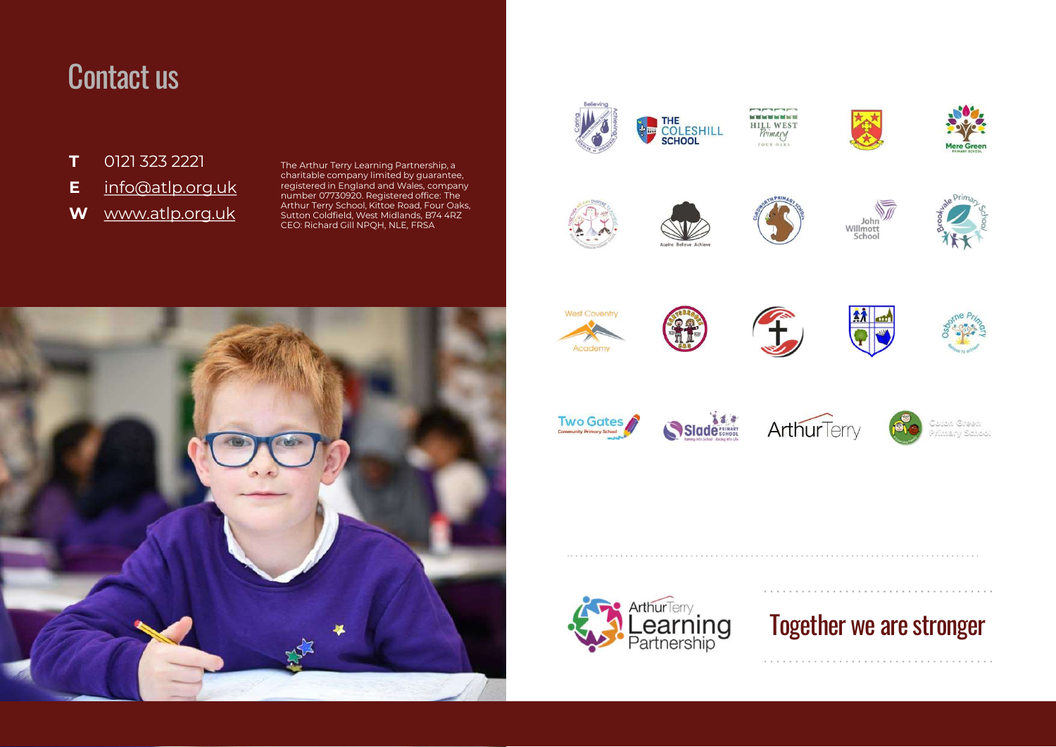# Contact us

**T** 0121 323 2221

**E** info@atlp.org.uk

**W** www.atlp.org.uk

The Arthur Terry Learning Partnership, a charitable company limited by guarantee, registered in England and Wales, company number 07730920. Registered office: The Arthur Terry School, Kittoe Road, Four Oaks, Sutton Coldfield, West Midlands, B74 4RZ
CEO: Richard Gill NPQH, NLE, FRSA

Together we are stronger